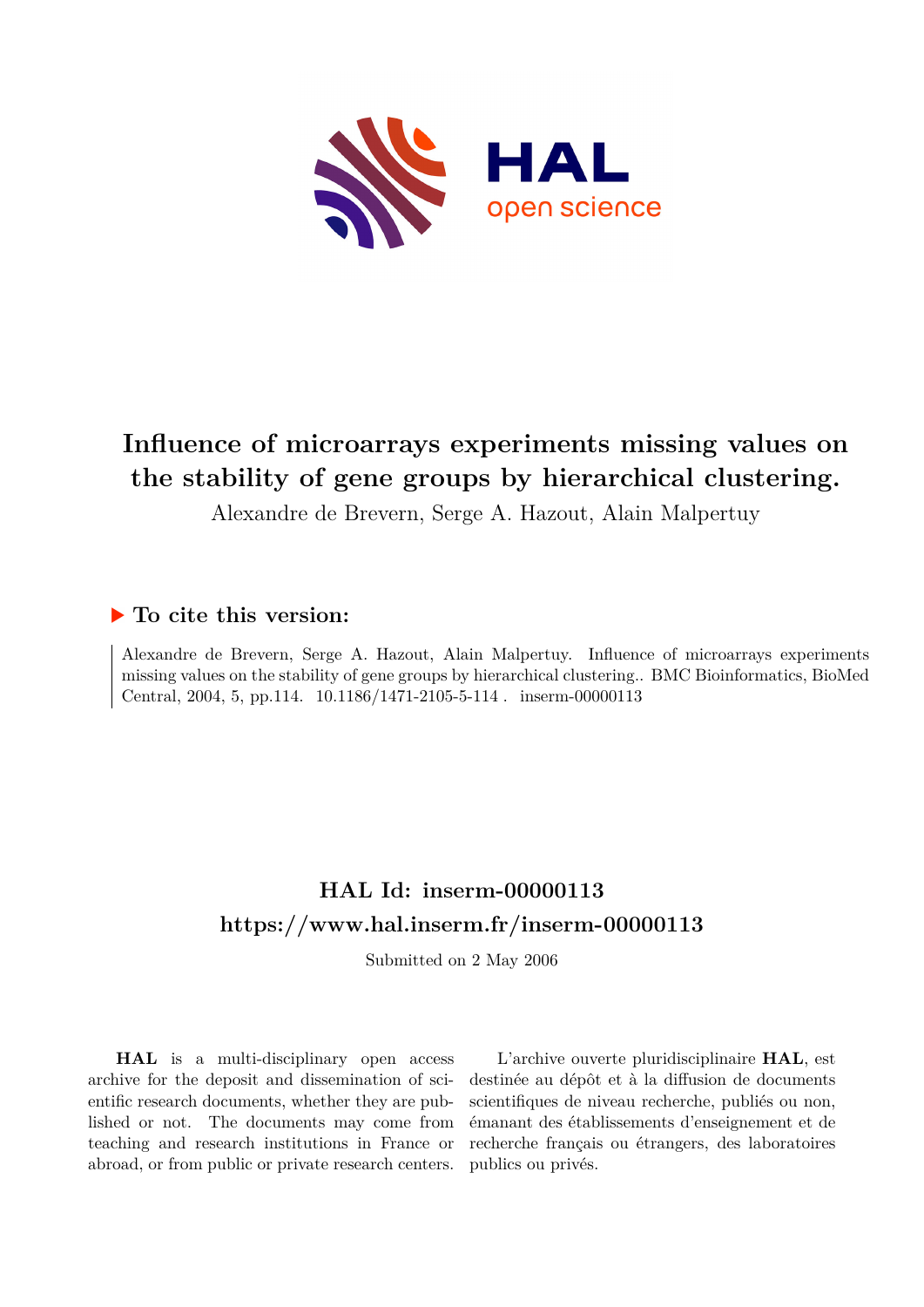# Influence of microarrays experiments missing values on the stability of gene groups by hierarchical clustering.

Alexandre de Brevern, Serge A. Hazout, Alain Malpertuy

## ▶ To cite this version:

Alexandre de Brevern, Serge A. Hazout, Alain Malpertuy. Influence of microarrays experiments missing values on the stability of gene groups by hierarchical clustering.. BMC Bioinformatics, BioMed Central, 2004, 5, pp.114. 10.1186/1471-2105-5-114 . inserm-00000113

## HAL Id: inserm-00000113
## https://www.hal.inserm.fr/inserm-00000113

Submitted on 2 May 2006

**HAL** is a multi-disciplinary open access archive for the deposit and dissemination of scientific research documents, whether they are published or not. The documents may come from teaching and research institutions in France or abroad, or from public or private research centers.

L'archive ouverte pluridisciplinaire **HAL**, est destinée au dépôt et à la diffusion de documents scientifiques de niveau recherche, publiés ou non, émanant des établissements d'enseignement et de recherche français ou étrangers, des laboratoires publics ou privés.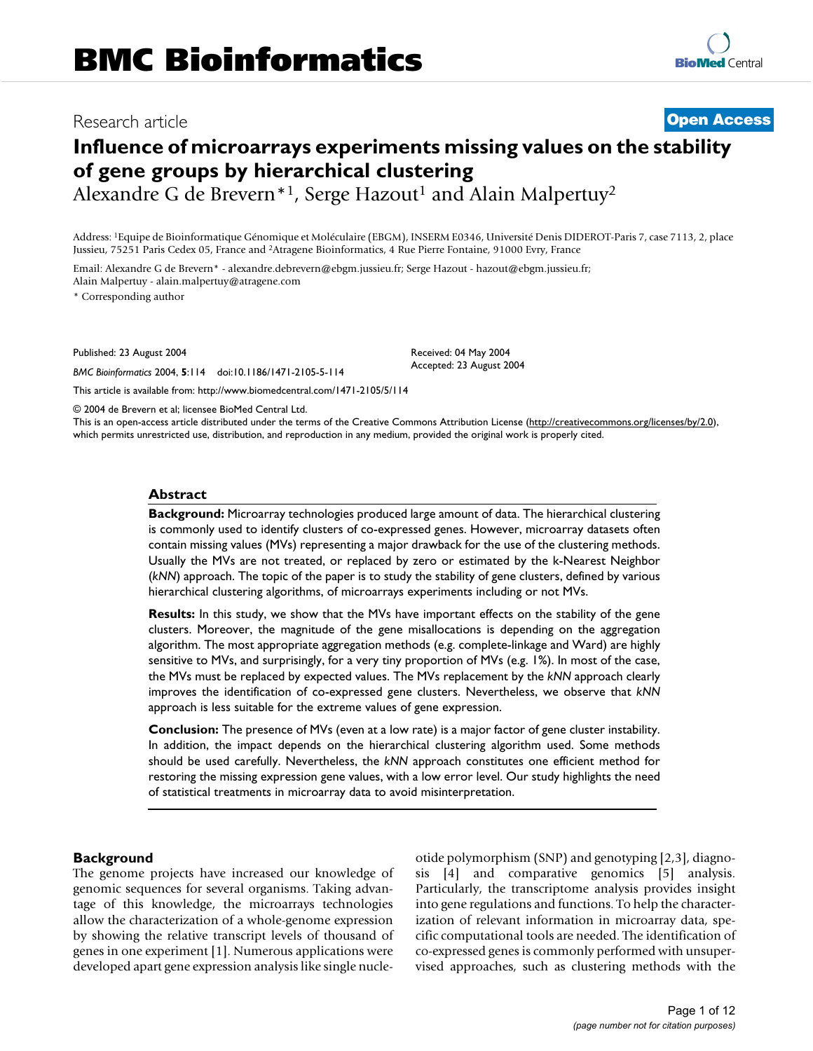# Research article

**Open Access**

# Influence of microarrays experiments missing values on the stability of gene groups by hierarchical clustering

Alexandre G de Brevern*[1], Serge Hazout[1] and Alain Malpertuy[2]

Address: [1]Equipe de Bioinformatique Génomique et Moléculaire (EBGM), INSERM E0346, Université Denis DIDEROT-Paris 7, case 7113, 2, place Jussieu, 75251 Paris Cedex 05, France and [2]Atragene Bioinformatics, 4 Rue Pierre Fontaine, 91000 Evry, France

Email: Alexandre G de Brevern* - alexandre.debrevern@ebgm.jussieu.fr; Serge Hazout - hazout@ebgm.jussieu.fr; Alain Malpertuy - alain.malpertuy@atragene.com

* Corresponding author

Published: 23 August 2004

*BMC Bioinformatics* 2004, **5**:114 doi:10.1186/1471-2105-5-114

Received: 04 May 2004
Accepted: 23 August 2004

This article is available from: http://www.biomedcentral.com/1471-2105/5/114

© 2004 de Brevern et al; licensee BioMed Central Ltd.
This is an open-access article distributed under the terms of the Creative Commons Attribution License (http://creativecommons.org/licenses/by/2.0), which permits unrestricted use, distribution, and reproduction in any medium, provided the original work is properly cited.

## Abstract

**Background:** Microarray technologies produced large amount of data. The hierarchical clustering is commonly used to identify clusters of co-expressed genes. However, microarray datasets often contain missing values (MVs) representing a major drawback for the use of the clustering methods. Usually the MVs are not treated, or replaced by zero or estimated by the k-Nearest Neighbor (*kNN*) approach. The topic of the paper is to study the stability of gene clusters, defined by various hierarchical clustering algorithms, of microarrays experiments including or not MVs.

**Results:** In this study, we show that the MVs have important effects on the stability of the gene clusters. Moreover, the magnitude of the gene misallocations is depending on the aggregation algorithm. The most appropriate aggregation methods (e.g. complete-linkage and Ward) are highly sensitive to MVs, and surprisingly, for a very tiny proportion of MVs (e.g. 1%). In most of the case, the MVs must be replaced by expected values. The MVs replacement by the *kNN* approach clearly improves the identification of co-expressed gene clusters. Nevertheless, we observe that *kNN* approach is less suitable for the extreme values of gene expression.

**Conclusion:** The presence of MVs (even at a low rate) is a major factor of gene cluster instability. In addition, the impact depends on the hierarchical clustering algorithm used. Some methods should be used carefully. Nevertheless, the *kNN* approach constitutes one efficient method for restoring the missing expression gene values, with a low error level. Our study highlights the need of statistical treatments in microarray data to avoid misinterpretation.

## Background

The genome projects have increased our knowledge of genomic sequences for several organisms. Taking advantage of this knowledge, the microarrays technologies allow the characterization of a whole-genome expression by showing the relative transcript levels of thousand of genes in one experiment [1]. Numerous applications were developed apart gene expression analysis like single nucleotide polymorphism (SNP) and genotyping [2,3], diagnosis [4] and comparative genomics [5] analysis. Particularly, the transcriptome analysis provides insight into gene regulations and functions. To help the characterization of relevant information in microarray data, specific computational tools are needed. The identification of co-expressed genes is commonly performed with unsupervised approaches, such as clustering methods with the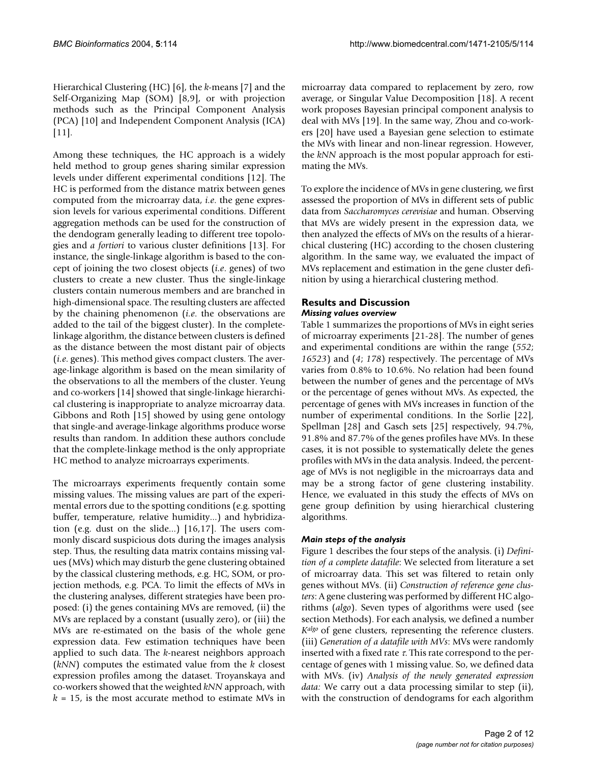Hierarchical Clustering (HC) [6], the *k*-means [7] and the Self-Organizing Map (SOM) [8,9], or with projection methods such as the Principal Component Analysis (PCA) [10] and Independent Component Analysis (ICA) [11].

Among these techniques, the HC approach is a widely held method to group genes sharing similar expression levels under different experimental conditions [12]. The HC is performed from the distance matrix between genes computed from the microarray data, *i.e*. the gene expression levels for various experimental conditions. Different aggregation methods can be used for the construction of the dendogram generally leading to different tree topologies and *a fortiori* to various cluster definitions [13]. For instance, the single-linkage algorithm is based to the concept of joining the two closest objects (*i.e*. genes) of two clusters to create a new cluster. Thus the single-linkage clusters contain numerous members and are branched in high-dimensional space. The resulting clusters are affected by the chaining phenomenon (*i.e*. the observations are added to the tail of the biggest cluster). In the complete-linkage algorithm, the distance between clusters is defined as the distance between the most distant pair of objects (*i.e*. genes). This method gives compact clusters. The average-linkage algorithm is based on the mean similarity of the observations to all the members of the cluster. Yeung and co-workers [14] showed that single-linkage hierarchical clustering is inappropriate to analyze microarray data. Gibbons and Roth [15] showed by using gene ontology that single-and average-linkage algorithms produce worse results than random. In addition these authors conclude that the complete-linkage method is the only appropriate HC method to analyze microarrays experiments.

The microarrays experiments frequently contain some missing values. The missing values are part of the experimental errors due to the spotting conditions (e.g. spotting buffer, temperature, relative humidity...) and hybridization (e.g. dust on the slide...) [16,17]. The users commonly discard suspicious dots during the images analysis step. Thus, the resulting data matrix contains missing values (MVs) which may disturb the gene clustering obtained by the classical clustering methods, e.g. HC, SOM, or projection methods, e.g. PCA. To limit the effects of MVs in the clustering analyses, different strategies have been proposed: (i) the genes containing MVs are removed, (ii) the MVs are replaced by a constant (usually zero), or (iii) the MVs are re-estimated on the basis of the whole gene expression data. Few estimation techniques have been applied to such data. The *k*-nearest neighbors approach (*kNN*) computes the estimated value from the *k* closest expression profiles among the dataset. Troyanskaya and co-workers showed that the weighted *kNN* approach, with $k = 15$, is the most accurate method to estimate MVs in microarray data compared to replacement by zero, row average, or Singular Value Decomposition [18]. A recent work proposes Bayesian principal component analysis to deal with MVs [19]. In the same way, Zhou and co-workers [20] have used a Bayesian gene selection to estimate the MVs with linear and non-linear regression. However, the *kNN* approach is the most popular approach for estimating the MVs.

To explore the incidence of MVs in gene clustering, we first assessed the proportion of MVs in different sets of public data from *Saccharomyces cerevisiae* and human. Observing that MVs are widely present in the expression data, we then analyzed the effects of MVs on the results of a hierarchical clustering (HC) according to the chosen clustering algorithm. In the same way, we evaluated the impact of MVs replacement and estimation in the gene cluster definition by using a hierarchical clustering method.

## Results and Discussion

### Missing values overview

Table 1 summarizes the proportions of MVs in eight series of microarray experiments [21-28]. The number of genes and experimental conditions are within the range (*552*; *16523*) and (*4*; *178*) respectively. The percentage of MVs varies from 0.8% to 10.6%. No relation had been found between the number of genes and the percentage of MVs or the percentage of genes without MVs. As expected, the percentage of genes with MVs increases in function of the number of experimental conditions. In the Sorlie [22], Spellman [28] and Gasch sets [25] respectively, 94.7%, 91.8% and 87.7% of the genes profiles have MVs. In these cases, it is not possible to systematically delete the genes profiles with MVs in the data analysis. Indeed, the percentage of MVs is not negligible in the microarrays data and may be a strong factor of gene clustering instability. Hence, we evaluated in this study the effects of MVs on gene group definition by using hierarchical clustering algorithms.

### Main steps of the analysis

Figure 1 describes the four steps of the analysis. (i) *Definition of a complete datafile*: We selected from literature a set of microarray data. This set was filtered to retain only genes without MVs. (ii) *Construction of reference gene clusters*: A gene clustering was performed by different HC algorithms (*algo*). Seven types of algorithms were used (see section Methods). For each analysis, we defined a number $K^{algo}$ of gene clusters, representing the reference clusters. (iii) *Generation of a datafile with MVs*: MVs were randomly inserted with a fixed rate $\tau$. This rate correspond to the percentage of genes with 1 missing value. So, we defined data with MVs. (iv) *Analysis of the newly generated expression data:* We carry out a data processing similar to step (ii), with the construction of dendograms for each algorithm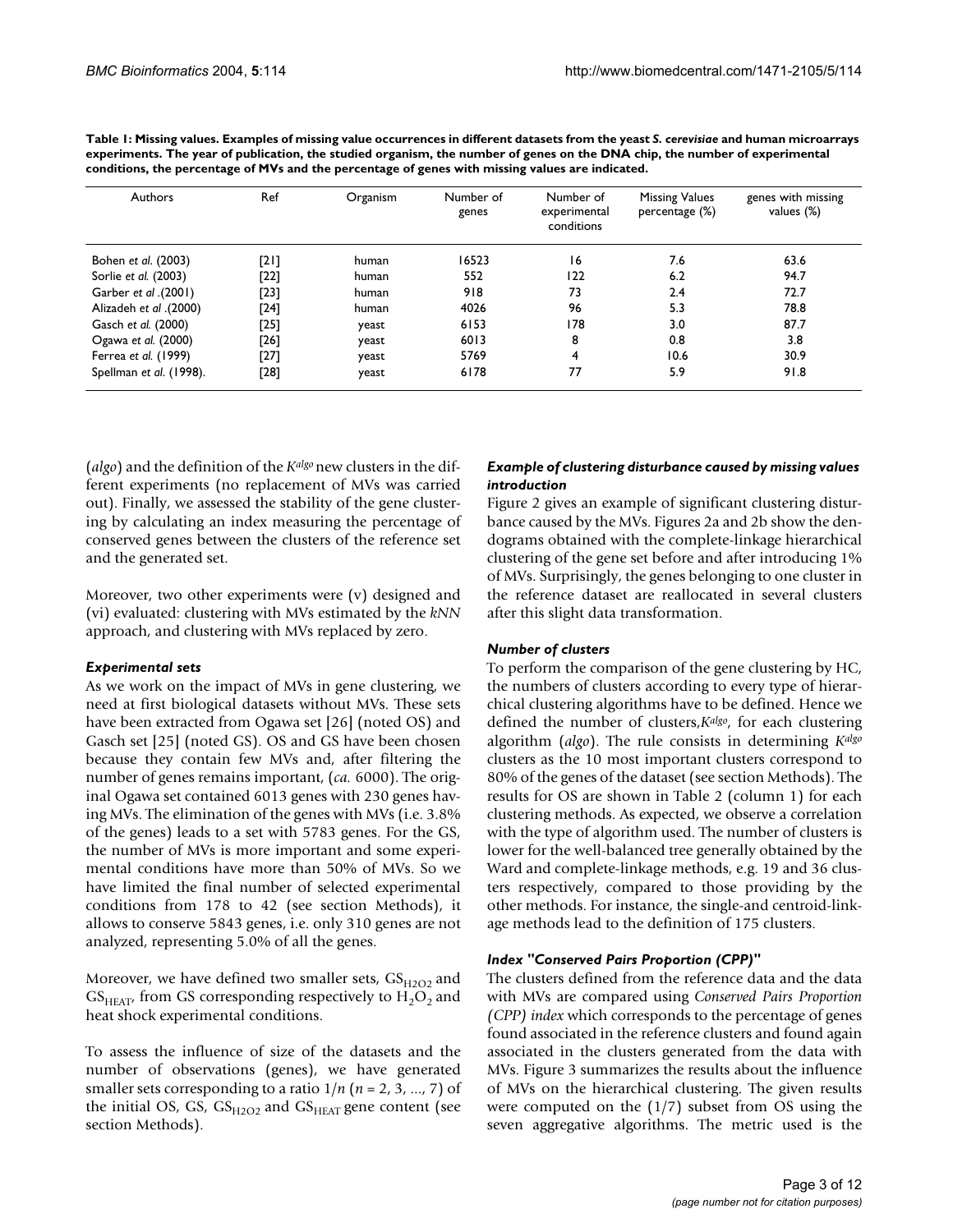**Table 1: Missing values. Examples of missing value occurrences in different datasets from the yeast *S. cerevisiae* and human microarrays experiments. The year of publication, the studied organism, the number of genes on the DNA chip, the number of experimental conditions, the percentage of MVs and the percentage of genes with missing values are indicated.**

| Authors | Ref | Organism | Number of genes | Number of experimental conditions | Missing Values percentage (%) | genes with missing values (%) |
|---|---|---|---|---|---|---|
| Bohen *et al.* (2003) | [21] | human | 16523 | 16 | 7.6 | 63.6 |
| Sorlie *et al.* (2003) | [22] | human | 552 | 122 | 6.2 | 94.7 |
| Garber *et al* .(2001) | [23] | human | 918 | 73 | 2.4 | 72.7 |
| Alizadeh *et al* .(2000) | [24] | human | 4026 | 96 | 5.3 | 78.8 |
| Gasch *et al.* (2000) | [25] | yeast | 6153 | 178 | 3.0 | 87.7 |
| Ogawa *et al.* (2000) | [26] | yeast | 6013 | 8 | 0.8 | 3.8 |
| Ferrea *et al.* (1999) | [27] | yeast | 5769 | 4 | 10.6 | 30.9 |
| Spellman *et al.* (1998). | [28] | yeast | 6178 | 77 | 5.9 | 91.8 |

(*algo*) and the definition of the $K^{algo}$ new clusters in the different experiments (no replacement of MVs was carried out). Finally, we assessed the stability of the gene clustering by calculating an index measuring the percentage of conserved genes between the clusters of the reference set and the generated set.

Moreover, two other experiments were (v) designed and (vi) evaluated: clustering with MVs estimated by the *kNN* approach, and clustering with MVs replaced by zero.

### *Experimental sets*

As we work on the impact of MVs in gene clustering, we need at first biological datasets without MVs. These sets have been extracted from Ogawa set [26] (noted OS) and Gasch set [25] (noted GS). OS and GS have been chosen because they contain few MVs and, after filtering the number of genes remains important, (*ca.* 6000). The original Ogawa set contained 6013 genes with 230 genes having MVs. The elimination of the genes with MVs (i.e. 3.8% of the genes) leads to a set with 5783 genes. For the GS, the number of MVs is more important and some experimental conditions have more than 50% of MVs. So we have limited the final number of selected experimental conditions from 178 to 42 (see section Methods), it allows to conserve 5843 genes, i.e. only 310 genes are not analyzed, representing 5.0% of all the genes.

Moreover, we have defined two smaller sets, $GS_{H2O2}$ and $GS_{HEAT}$, from GS corresponding respectively to $H_2O_2$ and heat shock experimental conditions.

To assess the influence of size of the datasets and the number of observations (genes), we have generated smaller sets corresponding to a ratio $1/n$ ($n = 2, 3, ..., 7$) of the initial OS, GS, $GS_{H2O2}$ and $GS_{HEAT}$ gene content (see section Methods).

### *Example of clustering disturbance caused by missing values introduction*

Figure 2 gives an example of significant clustering disturbance caused by the MVs. Figures 2a and 2b show the dendrograms obtained with the complete-linkage hierarchical clustering of the gene set before and after introducing 1% of MVs. Surprisingly, the genes belonging to one cluster in the reference dataset are reallocated in several clusters after this slight data transformation.

### *Number of clusters*

To perform the comparison of the gene clustering by HC, the numbers of clusters according to every type of hierarchical clustering algorithms have to be defined. Hence we defined the number of clusters, $K^{algo}$, for each clustering algorithm (*algo*). The rule consists in determining $K^{algo}$ clusters as the 10 most important clusters correspond to 80% of the genes of the dataset (see section Methods). The results for OS are shown in Table 2 (column 1) for each clustering methods. As expected, we observe a correlation with the type of algorithm used. The number of clusters is lower for the well-balanced tree generally obtained by the Ward and complete-linkage methods, e.g. 19 and 36 clusters respectively, compared to those providing by the other methods. For instance, the single-and centroid-linkage methods lead to the definition of 175 clusters.

### *Index "Conserved Pairs Proportion (CPP)"*

The clusters defined from the reference data and the data with MVs are compared using *Conserved Pairs Proportion (CPP) index* which corresponds to the percentage of genes found associated in the reference clusters and found again associated in the clusters generated from the data with MVs. Figure 3 summarizes the results about the influence of MVs on the hierarchical clustering. The given results were computed on the (1/7) subset from OS using the seven aggregative algorithms. The metric used is the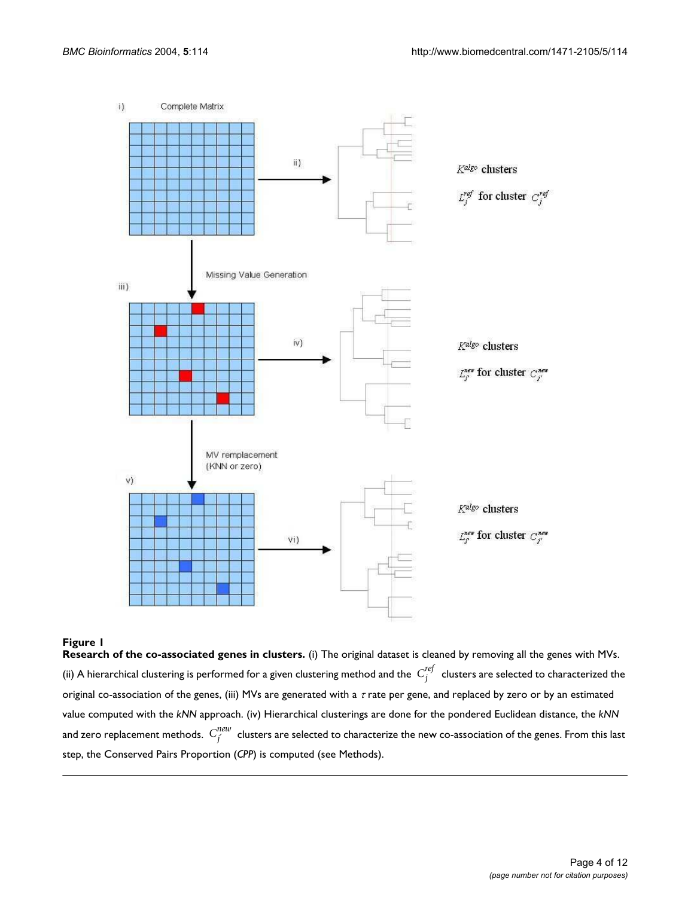**Figure 1**

**Research of the co-associated genes in clusters.** (i) The original dataset is cleaned by removing all the genes with MVs. (ii) A hierarchical clustering is performed for a given clustering method and the $C_j^{ref}$ clusters are selected to characterized the original co-association of the genes, (iii) MVs are generated with a $\tau$ rate per gene, and replaced by zero or by an estimated value computed with the *kNN* approach. (iv) Hierarchical clusterings are done for the pondered Euclidean distance, the *kNN* and zero replacement methods. $C_{j'}^{new}$ clusters are selected to characterize the new co-association of the genes. From this last step, the Conserved Pairs Proportion (*CPP*) is computed (see Methods).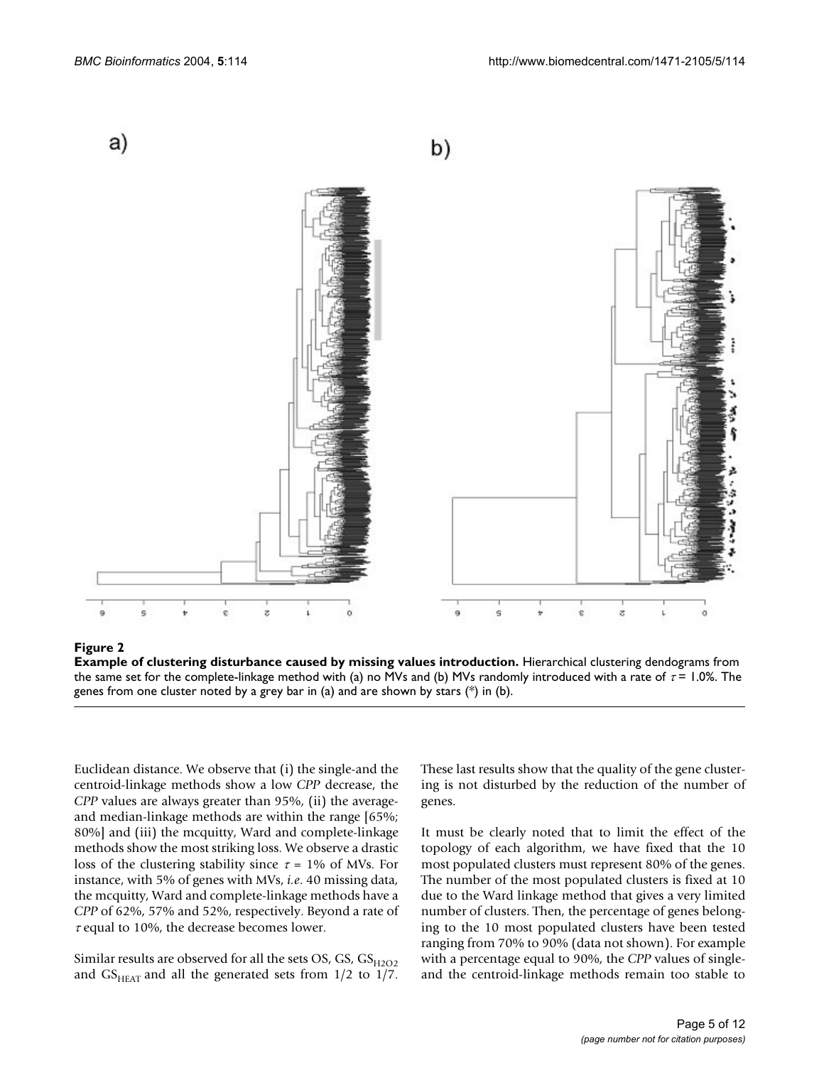**Figure 2**

**Example of clustering disturbance caused by missing values introduction.** Hierarchical clustering dendograms from the same set for the complete-linkage method with (a) no MVs and (b) MVs randomly introduced with a rate of $\tau$ = 1.0%. The genes from one cluster noted by a grey bar in (a) and are shown by stars (*) in (b).

Euclidean distance. We observe that (i) the single-and the centroid-linkage methods show a low *CPP* decrease, the *CPP* values are always greater than 95%, (ii) the average- and median-linkage methods are within the range [65%; 80%] and (iii) the mcquitty, Ward and complete-linkage methods show the most striking loss. We observe a drastic loss of the clustering stability since $\tau$ = 1% of MVs. For instance, with 5% of genes with MVs, *i.e.* 40 missing data, the mcquitty, Ward and complete-linkage methods have a *CPP* of 62%, 57% and 52%, respectively. Beyond a rate of $\tau$ equal to 10%, the decrease becomes lower.

Similar results are observed for all the sets OS, GS, $GS_{H2O2}$ and $GS_{HEAT}$ and all the generated sets from 1/2 to 1/7. These last results show that the quality of the gene clustering is not disturbed by the reduction of the number of genes.

It must be clearly noted that to limit the effect of the topology of each algorithm, we have fixed that the 10 most populated clusters must represent 80% of the genes. The number of the most populated clusters is fixed at 10 due to the Ward linkage method that gives a very limited number of clusters. Then, the percentage of genes belonging to the 10 most populated clusters have been tested ranging from 70% to 90% (data not shown). For example with a percentage equal to 90%, the *CPP* values of single- and the centroid-linkage methods remain too stable to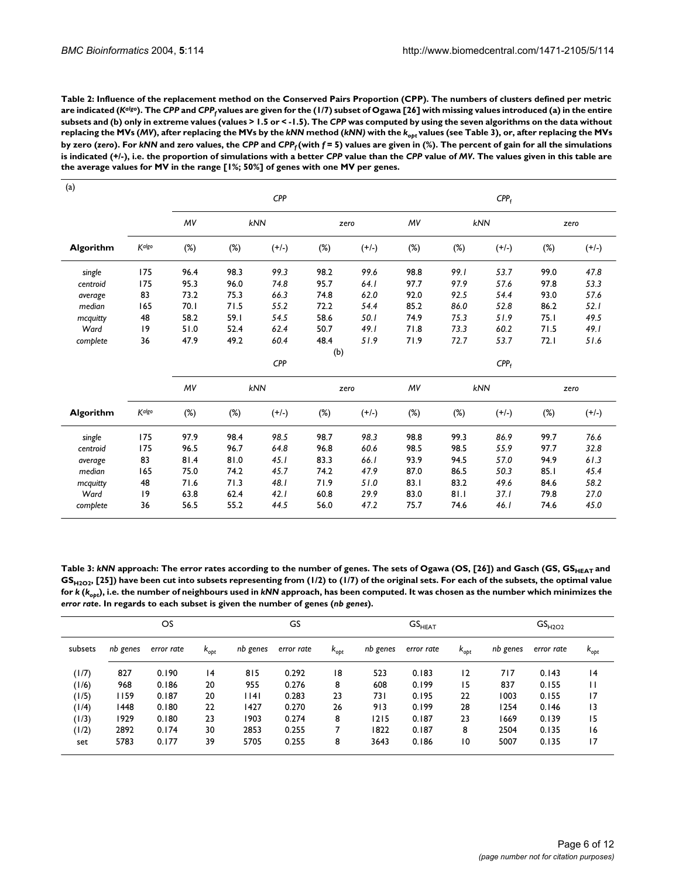**Table 2: Influence of the replacement method on the Conserved Pairs Proportion (CPP). The numbers of clusters defined per metric are indicated ($K^{algo}$). The *CPP* and $CPP_f$ values are given for the (1/7) subset of Ogawa [26] with missing values introduced (a) in the entire subsets and (b) only in extreme values (values > 1.5 or < -1.5). The *CPP* was computed by using the seven algorithms on the data without replacing the MVs (*MV*), after replacing the MVs by the *kNN* method (*kNN*) with the $k_{opt}$ values (see Table 3), or, after replacing the MVs by zero (*zero*). For *kNN* and *zero* values, the *CPP* and $CPP_f$ (with $f = 5$) values are given in (%). The percent of gain for all the simulations is indicated (+/-), i.e. the proportion of simulations with a better *CPP* value than the *CPP* value of *MV*. The values given in this table are the average values for MV in the range [1%; 50%] of genes with one MV per genes.**

(a)

| | | *CPP* | | | | | $CPP_f$ | | | | |
|---|---|---|---|---|---|---|---|---|---|---|---|
| | | *MV* | *kNN* | | *zero* | | *MV* | *kNN* | | *zero* | |
| **Algorithm** | $K^{algo}$ | (%) | (%) | (+/-) | (%) | (+/-) | (%) | (%) | (+/-) | (%) | (+/-) |
| *single* | 175 | 96.4 | 98.3 | *99.3* | 98.2 | *99.6* | 98.8 | *99.1* | *53.7* | 99.0 | *47.8* |
| *centroid* | 175 | 95.3 | 96.0 | *74.8* | 95.7 | *64.1* | 97.7 | *97.9* | *57.6* | 97.8 | *53.3* |
| *average* | 83 | 73.2 | 75.3 | *66.3* | 74.8 | *62.0* | 92.0 | *92.5* | *54.4* | 93.0 | *57.6* |
| *median* | 165 | 70.1 | 71.5 | *55.2* | 72.2 | *54.4* | 85.2 | *86.0* | *52.8* | 86.2 | *52.1* |
| *mcquitty* | 48 | 58.2 | 59.1 | *54.5* | 58.6 | *50.1* | 74.9 | *75.3* | *51.9* | 75.1 | *49.5* |
| *Ward* | 19 | 51.0 | 52.4 | *62.4* | 50.7 | *49.1* | 71.8 | *73.3* | *60.2* | 71.5 | *49.1* |
| *complete* | 36 | 47.9 | 49.2 | *60.4* | 48.4 | *51.9* | 71.9 | *72.7* | *53.7* | 72.1 | *51.6* |

(b)

| | | *CPP* | | | | | $CPP_f$ | | | | |
|---|---|---|---|---|---|---|---|---|---|---|---|
| | | *MV* | *kNN* | | *zero* | | *MV* | *kNN* | | *zero* | |
| **Algorithm** | $K^{algo}$ | (%) | (%) | (+/-) | (%) | (+/-) | (%) | (%) | (+/-) | (%) | (+/-) |
| *single* | 175 | 97.9 | 98.4 | *98.5* | 98.7 | *98.3* | 98.8 | 99.3 | *86.9* | 99.7 | *76.6* |
| *centroid* | 175 | 96.5 | 96.7 | *64.8* | 96.8 | *60.6* | 98.5 | 98.5 | *55.9* | 97.7 | *32.8* |
| *average* | 83 | 81.4 | 81.0 | *45.1* | 83.3 | *66.1* | 93.9 | 94.5 | *57.0* | 94.9 | *61.3* |
| *median* | 165 | 75.0 | 74.2 | *45.7* | 74.2 | *47.9* | 87.0 | 86.5 | *50.3* | 85.1 | *45.4* |
| *mcquitty* | 48 | 71.6 | 71.3 | *48.1* | 71.9 | *51.0* | 83.1 | 83.2 | *49.6* | 84.6 | *58.2* |
| *Ward* | 19 | 63.8 | 62.4 | *42.1* | 60.8 | *29.9* | 83.0 | 81.1 | *37.1* | 79.8 | *27.0* |
| *complete* | 36 | 56.5 | 55.2 | *44.5* | 56.0 | *47.2* | 75.7 | 74.6 | *46.1* | 74.6 | *45.0* |

**Table 3: *kNN* approach: The error rates according to the number of genes. The sets of Ogawa (OS, [26]) and Gasch (GS, $GS_{HEAT}$ and $GS_{H2O2}$, [25]) have been cut into subsets representing from (1/2) to (1/7) of the original sets. For each of the subsets, the optimal value for *k* ($k_{opt}$), i.e. the number of neighbours used in *kNN* approach, has been computed. It was chosen as the number which minimizes the *error rate*. In regards to each subset is given the number of genes (*nb genes*).**

| | OS | | | GS | | | $GS_{HEAT}$ | | | $GS_{H2O2}$ | | |
|---|---|---|---|---|---|---|---|---|---|---|---|---|
| subsets | *nb genes* | *error rate* | $k_{opt}$ | *nb genes* | *error rate* | $k_{opt}$ | *nb genes* | *error rate* | $k_{opt}$ | *nb genes* | *error rate* | $k_{opt}$ |
| (1/7) | 827 | 0.190 | 14 | 815 | 0.292 | 18 | 523 | 0.183 | 12 | 717 | 0.143 | 14 |
| (1/6) | 968 | 0.186 | 20 | 955 | 0.276 | 8 | 608 | 0.199 | 15 | 837 | 0.155 | 11 |
| (1/5) | 1159 | 0.187 | 20 | 1141 | 0.283 | 23 | 731 | 0.195 | 22 | 1003 | 0.155 | 17 |
| (1/4) | 1448 | 0.180 | 22 | 1427 | 0.270 | 26 | 913 | 0.199 | 28 | 1254 | 0.146 | 13 |
| (1/3) | 1929 | 0.180 | 23 | 1903 | 0.274 | 8 | 1215 | 0.187 | 23 | 1669 | 0.139 | 15 |
| (1/2) | 2892 | 0.174 | 30 | 2853 | 0.255 | 7 | 1822 | 0.187 | 8 | 2504 | 0.135 | 16 |
| set | 5783 | 0.177 | 39 | 5705 | 0.255 | 8 | 3643 | 0.186 | 10 | 5007 | 0.135 | 17 |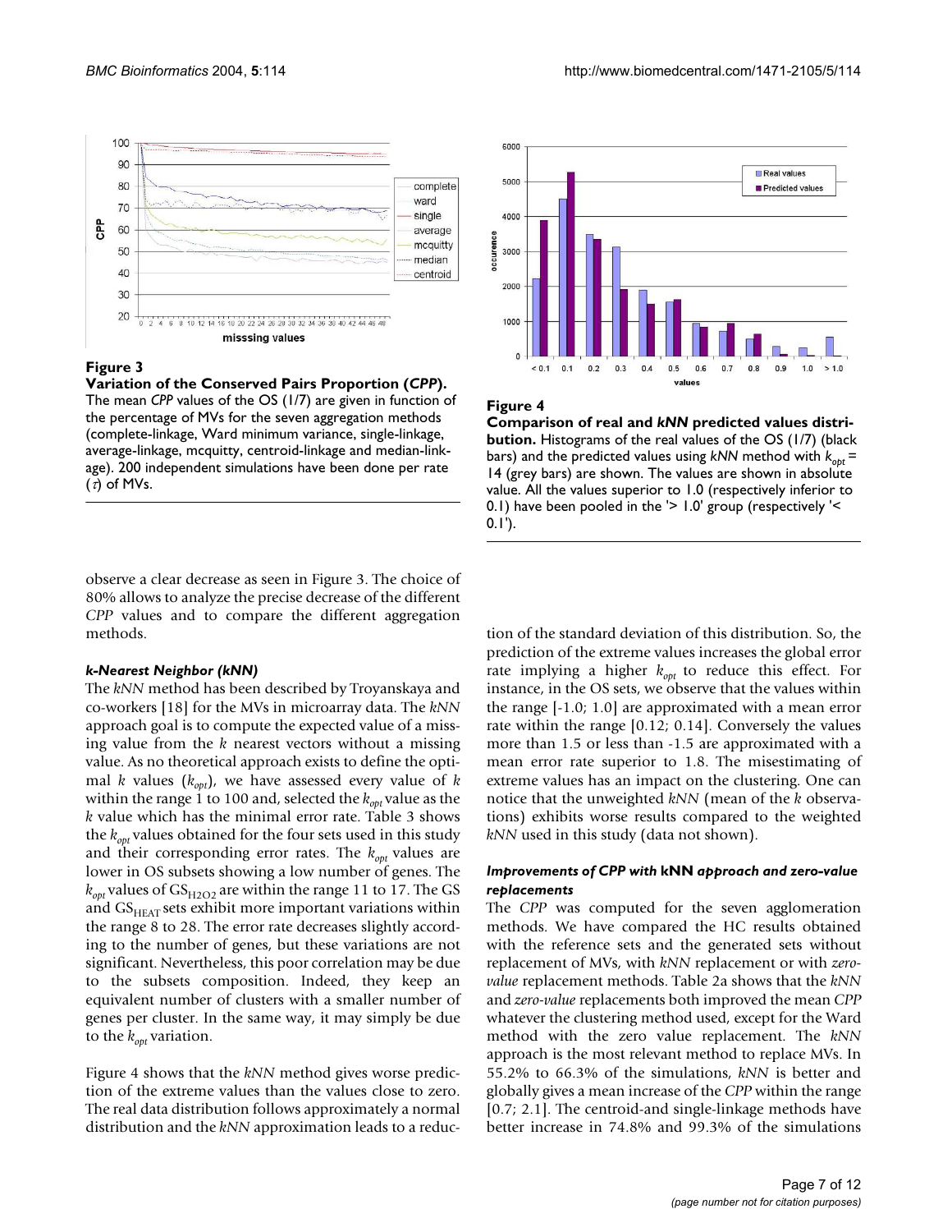**Figure 3**

**Variation of the Conserved Pairs Proportion (*CPP*).** The mean *CPP* values of the OS (1/7) are given in function of the percentage of MVs for the seven aggregation methods (complete-linkage, Ward minimum variance, single-linkage, average-linkage, mcquitty, centroid-linkage and median-linkage). 200 independent simulations have been done per rate ($\tau$) of MVs.

**Figure 4**

**Comparison of real and *kNN* predicted values distribution.** Histograms of the real values of the OS (1/7) (black bars) and the predicted values using *kNN* method with $k_{opt}$ = 14 (grey bars) are shown. The values are shown in absolute value. All the values superior to 1.0 (respectively inferior to 0.1) have been pooled in the '> 1.0' group (respectively '< 0.1').

observe a clear decrease as seen in Figure 3. The choice of 80% allows to analyze the precise decrease of the different *CPP* values and to compare the different aggregation methods.

#### *k-Nearest Neighbor (kNN)*

The *kNN* method has been described by Troyanskaya and co-workers [18] for the MVs in microarray data. The *kNN* approach goal is to compute the expected value of a missing value from the *k* nearest vectors without a missing value. As no theoretical approach exists to define the optimal *k* values ($k_{opt}$), we have assessed every value of *k* within the range 1 to 100 and, selected the $k_{opt}$ value as the *k* value which has the minimal error rate. Table 3 shows the $k_{opt}$ values obtained for the four sets used in this study and their corresponding error rates. The $k_{opt}$ values are lower in OS subsets showing a low number of genes. The $k_{opt}$ values of $GS_{H2O2}$ are within the range 11 to 17. The GS and $GS_{HEAT}$ sets exhibit more important variations within the range 8 to 28. The error rate decreases slightly according to the number of genes, but these variations are not significant. Nevertheless, this poor correlation may be due to the subsets composition. Indeed, they keep an equivalent number of clusters with a smaller number of genes per cluster. In the same way, it may simply be due to the $k_{opt}$ variation.

Figure 4 shows that the *kNN* method gives worse prediction of the extreme values than the values close to zero. The real data distribution follows approximately a normal distribution and the *kNN* approximation leads to a reduction of the standard deviation of this distribution. So, the prediction of the extreme values increases the global error rate implying a higher $k_{opt}$ to reduce this effect. For instance, in the OS sets, we observe that the values within the range [-1.0; 1.0] are approximated with a mean error rate within the range [0.12; 0.14]. Conversely the values more than 1.5 or less than -1.5 are approximated with a mean error rate superior to 1.8. The misestimating of extreme values has an impact on the clustering. One can notice that the unweighted *kNN* (mean of the *k* observations) exhibits worse results compared to the weighted *kNN* used in this study (data not shown).

#### *Improvements of CPP with* **kNN** *approach and zero-value replacements*

The *CPP* was computed for the seven agglomeration methods. We have compared the HC results obtained with the reference sets and the generated sets without replacement of MVs, with *kNN* replacement or with *zero-value* replacement methods. Table 2a shows that the *kNN* and *zero-value* replacements both improved the mean *CPP* whatever the clustering method used, except for the Ward method with the zero value replacement. The *kNN* approach is the most relevant method to replace MVs. In 55.2% to 66.3% of the simulations, *kNN* is better and globally gives a mean increase of the *CPP* within the range [0.7; 2.1]. The centroid-and single-linkage methods have better increase in 74.8% and 99.3% of the simulations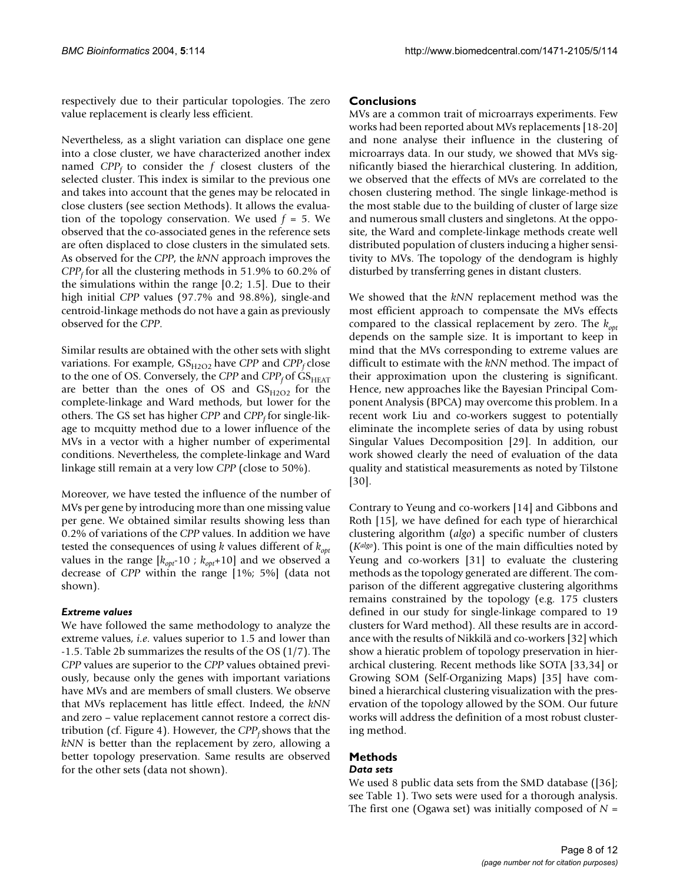respectively due to their particular topologies. The zero value replacement is clearly less efficient.

Nevertheless, as a slight variation can displace one gene into a close cluster, we have characterized another index named $CPP_f$ to consider the $f$ closest clusters of the selected cluster. This index is similar to the previous one and takes into account that the genes may be relocated in close clusters (see section Methods). It allows the evaluation of the topology conservation. We used $f = 5$. We observed that the co-associated genes in the reference sets are often displaced to close clusters in the simulated sets. As observed for the *CPP*, the *kNN* approach improves the $CPP_f$ for all the clustering methods in 51.9% to 60.2% of the simulations within the range [0.2; 1.5]. Due to their high initial *CPP* values (97.7% and 98.8%), single-and centroid-linkage methods do not have a gain as previously observed for the *CPP*.

Similar results are obtained with the other sets with slight variations. For example, $GS_{H2O2}$ have *CPP* and $CPP_f$ close to the one of OS. Conversely, the *CPP* and $CPP_f$ of $GS_{HEAT}$ are better than the ones of OS and $GS_{H2O2}$ for the complete-linkage and Ward methods, but lower for the others. The GS set has higher *CPP* and $CPP_f$ for single-linkage to mcquitty method due to a lower influence of the MVs in a vector with a higher number of experimental conditions. Nevertheless, the complete-linkage and Ward linkage still remain at a very low *CPP* (close to 50%).

Moreover, we have tested the influence of the number of MVs per gene by introducing more than one missing value per gene. We obtained similar results showing less than 0.2% of variations of the *CPP* values. In addition we have tested the consequences of using $k$ values different of $k_{opt}$ values in the range [$k_{opt}$-10 ; $k_{opt}$+10] and we observed a decrease of *CPP* within the range [1%; 5%] (data not shown).

### *Extreme values*

We have followed the same methodology to analyze the extreme values, *i.e.* values superior to 1.5 and lower than -1.5. Table 2b summarizes the results of the OS (1/7). The *CPP* values are superior to the *CPP* values obtained previously, because only the genes with important variations have MVs and are members of small clusters. We observe that MVs replacement has little effect. Indeed, the *kNN* and zero – value replacement cannot restore a correct distribution (cf. Figure 4). However, the $CPP_f$ shows that the *kNN* is better than the replacement by zero, allowing a better topology preservation. Same results are observed for the other sets (data not shown).

## Conclusions

MVs are a common trait of microarrays experiments. Few works had been reported about MVs replacements [18-20] and none analyse their influence in the clustering of microarrays data. In our study, we showed that MVs significantly biased the hierarchical clustering. In addition, we observed that the effects of MVs are correlated to the chosen clustering method. The single linkage-method is the most stable due to the building of cluster of large size and numerous small clusters and singletons. At the opposite, the Ward and complete-linkage methods create well distributed population of clusters inducing a higher sensitivity to MVs. The topology of the dendogram is highly disturbed by transferring genes in distant clusters.

We showed that the *kNN* replacement method was the most efficient approach to compensate the MVs effects compared to the classical replacement by zero. The $k_{opt}$ depends on the sample size. It is important to keep in mind that the MVs corresponding to extreme values are difficult to estimate with the *kNN* method. The impact of their approximation upon the clustering is significant. Hence, new approaches like the Bayesian Principal Component Analysis (BPCA) may overcome this problem. In a recent work Liu and co-workers suggest to potentially eliminate the incomplete series of data by using robust Singular Values Decomposition [29]. In addition, our work showed clearly the need of evaluation of the data quality and statistical measurements as noted by Tilstone [30].

Contrary to Yeung and co-workers [14] and Gibbons and Roth [15], we have defined for each type of hierarchical clustering algorithm (*algo*) a specific number of clusters ($K^{algo}$). This point is one of the main difficulties noted by Yeung and co-workers [31] to evaluate the clustering methods as the topology generated are different. The comparison of the different aggregative clustering algorithms remains constrained by the topology (e.g. 175 clusters defined in our study for single-linkage compared to 19 clusters for Ward method). All these results are in accordance with the results of Nikkilä and co-workers [32] which show a hieratic problem of topology preservation in hierarchical clustering. Recent methods like SOTA [33,34] or Growing SOM (Self-Organizing Maps) [35] have combined a hierarchical clustering visualization with the preservation of the topology allowed by the SOM. Our future works will address the definition of a most robust clustering method.

## Methods

### *Data sets*

We used 8 public data sets from the SMD database ([36]; see Table 1). Two sets were used for a thorough analysis. The first one (Ogawa set) was initially composed of $N$ =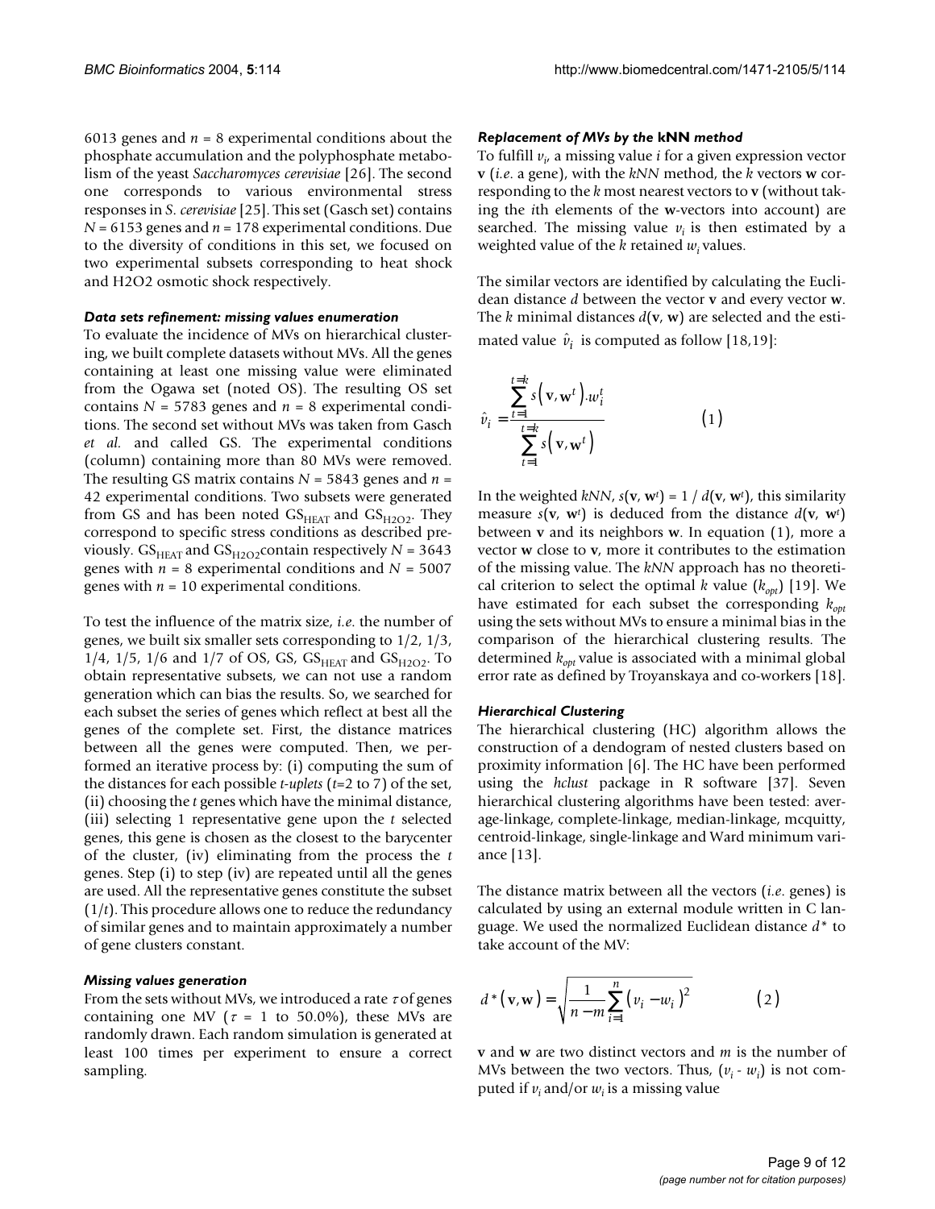6013 genes and $n = 8$ experimental conditions about the phosphate accumulation and the polyphosphate metabolism of the yeast *Saccharomyces cerevisiae* [26]. The second one corresponds to various environmental stress responses in *S. cerevisiae* [25]. This set (Gasch set) contains $N = 6153$ genes and $n = 178$ experimental conditions. Due to the diversity of conditions in this set, we focused on two experimental subsets corresponding to heat shock and H2O2 osmotic shock respectively.

### *Data sets refinement: missing values enumeration*

To evaluate the incidence of MVs on hierarchical clustering, we built complete datasets without MVs. All the genes containing at least one missing value were eliminated from the Ogawa set (noted OS). The resulting OS set contains $N = 5783$ genes and $n = 8$ experimental conditions. The second set without MVs was taken from Gasch *et al.* and called GS. The experimental conditions (column) containing more than 80 MVs were removed. The resulting GS matrix contains $N = 5843$ genes and $n = 42$ experimental conditions. Two subsets were generated from GS and has been noted $GS_{HEAT}$ and $GS_{H2O2}$. They correspond to specific stress conditions as described previously. $GS_{HEAT}$ and $GS_{H2O2}$ contain respectively $N = 3643$ genes with $n = 8$ experimental conditions and $N = 5007$ genes with $n = 10$ experimental conditions.

To test the influence of the matrix size, *i.e.* the number of genes, we built six smaller sets corresponding to 1/2, 1/3, 1/4, 1/5, 1/6 and 1/7 of OS, GS, $GS_{HEAT}$ and $GS_{H2O2}$. To obtain representative subsets, we can not use a random generation which can bias the results. So, we searched for each subset the series of genes which reflect at best all the genes of the complete set. First, the distance matrices between all the genes were computed. Then, we performed an iterative process by: (i) computing the sum of the distances for each possible *t-uplets* ($t$=2 to 7) of the set, (ii) choosing the $t$ genes which have the minimal distance, (iii) selecting 1 representative gene upon the $t$ selected genes, this gene is chosen as the closest to the barycenter of the cluster, (iv) eliminating from the process the $t$ genes. Step (i) to step (iv) are repeated until all the genes are used. All the representative genes constitute the subset ($1/t$). This procedure allows one to reduce the redundancy of similar genes and to maintain approximately a number of gene clusters constant.

### *Missing values generation*

From the sets without MVs, we introduced a rate $\tau$ of genes containing one MV ($\tau$ = 1 to 50.0%), these MVs are randomly drawn. Each random simulation is generated at least 100 times per experiment to ensure a correct sampling.

### *Replacement of MVs by the* **kNN** *method*

To fulfill $v_i$, a missing value $i$ for a given expression vector $\mathbf{v}$ (*i.e.* a gene), with the *kNN* method, the $k$ vectors $\mathbf{w}$ corresponding to the $k$ most nearest vectors to $\mathbf{v}$ (without taking the $i$th elements of the $\mathbf{w}$-vectors into account) are searched. The missing value $v_i$ is then estimated by a weighted value of the $k$ retained $w_i$ values.

The similar vectors are identified by calculating the Euclidean distance $d$ between the vector $\mathbf{v}$ and every vector $\mathbf{w}$. The $k$ minimal distances $d(\mathbf{v}, \mathbf{w})$ are selected and the estimated value $\hat{v}_i$ is computed as follow [18,19]:

$$\hat{v}_i = \frac{\sum_{t=1}^{t=k} s\left(\mathbf{v}, \mathbf{w}^t\right).w_i^t}{\sum_{t=1}^{t=k} s\left(\mathbf{v}, \mathbf{w}^t\right)} \qquad (1)$$

In the weighted *kNN*, $s(\mathbf{v}, \mathbf{w}^t) = 1 / d(\mathbf{v}, \mathbf{w}^t)$, this similarity measure $s(\mathbf{v}, \mathbf{w}^t)$ is deduced from the distance $d(\mathbf{v}, \mathbf{w}^t)$ between $\mathbf{v}$ and its neighbors $\mathbf{w}$. In equation (1), more a vector $\mathbf{w}$ close to $\mathbf{v}$, more it contributes to the estimation of the missing value. The *kNN* approach has no theoretical criterion to select the optimal $k$ value ($k_{opt}$) [19]. We have estimated for each subset the corresponding $k_{opt}$ using the sets without MVs to ensure a minimal bias in the comparison of the hierarchical clustering results. The determined $k_{opt}$ value is associated with a minimal global error rate as defined by Troyanskaya and co-workers [18].

### *Hierarchical Clustering*

The hierarchical clustering (HC) algorithm allows the construction of a dendogram of nested clusters based on proximity information [6]. The HC have been performed using the *hclust* package in R software [37]. Seven hierarchical clustering algorithms have been tested: average-linkage, complete-linkage, median-linkage, mcquitty, centroid-linkage, single-linkage and Ward minimum variance [13].

The distance matrix between all the vectors (*i.e.* genes) is calculated by using an external module written in C language. We used the normalized Euclidean distance $d^*$ to take account of the MV:

$$d^*\left(\mathbf{v}, \mathbf{w}\right) = \sqrt{\frac{1}{n-m}\sum_{i=1}^{n}\left(v_i - w_i\right)^2} \qquad (2)$$

$\mathbf{v}$ and $\mathbf{w}$ are two distinct vectors and $m$ is the number of MVs between the two vectors. Thus, $(v_i - w_i)$ is not computed if $v_i$ and/or $w_i$ is a missing value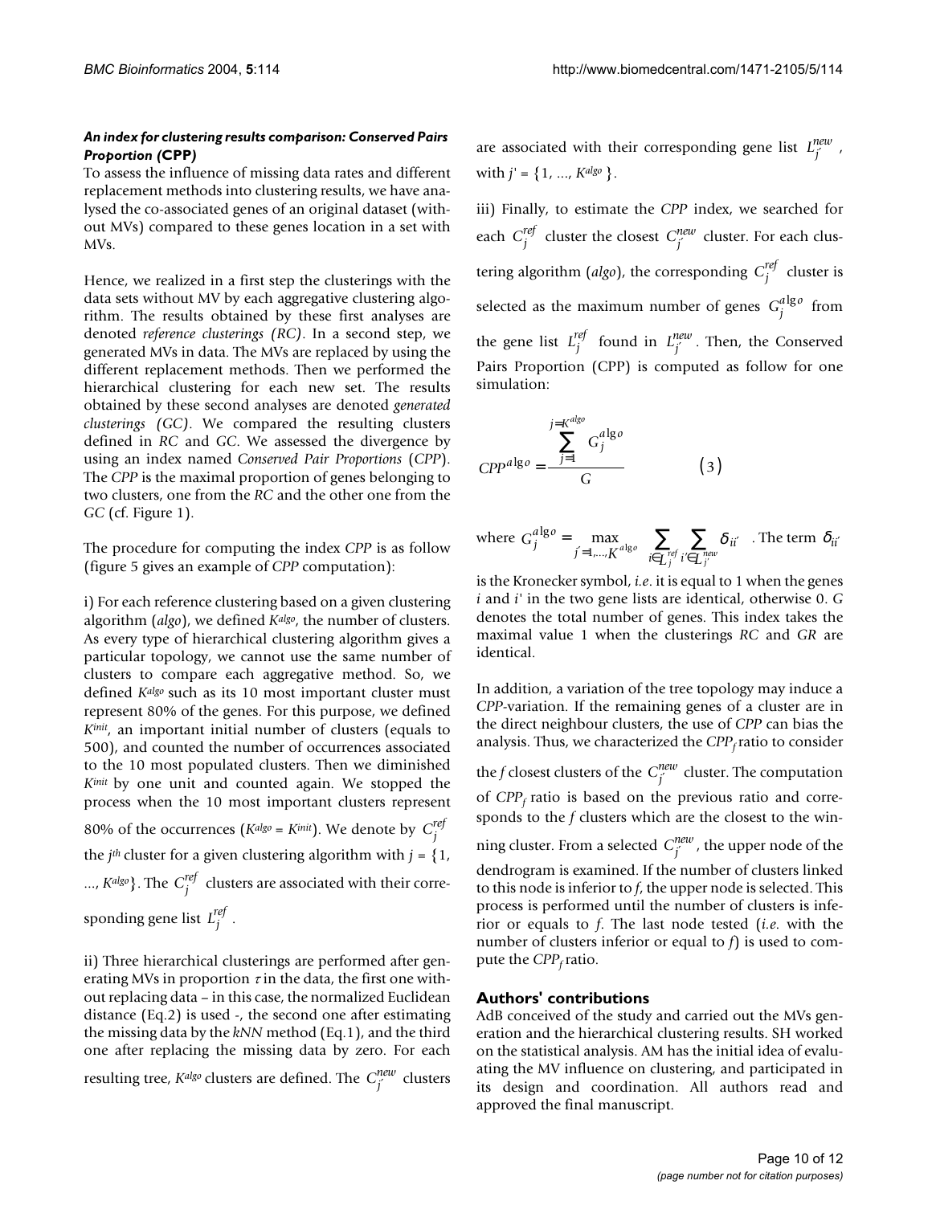### *An index for clustering results comparison: Conserved Pairs Proportion (CPP)*

To assess the influence of missing data rates and different replacement methods into clustering results, we have analysed the co-associated genes of an original dataset (without MVs) compared to these genes location in a set with MVs.

Hence, we realized in a first step the clusterings with the data sets without MV by each aggregative clustering algorithm. The results obtained by these first analyses are denoted *reference clusterings (RC)*. In a second step, we generated MVs in data. The MVs are replaced by using the different replacement methods. Then we performed the hierarchical clustering for each new set. The results obtained by these second analyses are denoted *generated clusterings (GC)*. We compared the resulting clusters defined in *RC* and *GC*. We assessed the divergence by using an index named *Conserved Pair Proportions* (*CPP*). The *CPP* is the maximal proportion of genes belonging to two clusters, one from the *RC* and the other one from the *GC* (cf. Figure 1).

The procedure for computing the index *CPP* is as follow (figure 5 gives an example of *CPP* computation):

i) For each reference clustering based on a given clustering algorithm (*algo*), we defined $K^{algo}$, the number of clusters. As every type of hierarchical clustering algorithm gives a particular topology, we cannot use the same number of clusters to compare each aggregative method. So, we defined $K^{algo}$ such as its 10 most important cluster must represent 80% of the genes. For this purpose, we defined $K^{init}$, an important initial number of clusters (equals to 500), and counted the number of occurrences associated to the 10 most populated clusters. Then we diminished $K^{init}$ by one unit and counted again. We stopped the process when the 10 most important clusters represent 80% of the occurrences ($K^{algo} = K^{init}$). We denote by $C_j^{ref}$ the $j^{th}$ cluster for a given clustering algorithm with $j = \{1, ..., K^{algo}\}$. The $C_j^{ref}$ clusters are associated with their corresponding gene list $L_j^{ref}$.

ii) Three hierarchical clusterings are performed after generating MVs in proportion $\tau$ in the data, the first one without replacing data – in this case, the normalized Euclidean distance (Eq.2) is used -, the second one after estimating the missing data by the *kNN* method (Eq.1), and the third one after replacing the missing data by zero. For each resulting tree, $K^{algo}$ clusters are defined. The $C_{j'}^{new}$ clusters are associated with their corresponding gene list $L_{j'}^{new}$, with $j' = \{1, ..., K^{algo}\}$.

iii) Finally, to estimate the *CPP* index, we searched for each $C_j^{ref}$ cluster the closest $C_{j'}^{new}$ cluster. For each clustering algorithm (*algo*), the corresponding $C_j^{ref}$ cluster is selected as the maximum number of genes $G_j^{algo}$ from the gene list $L_j^{ref}$ found in $L_{j'}^{new}$. Then, the Conserved Pairs Proportion (CPP) is computed as follow for one simulation:

$$CPP^{algo} = \frac{\sum_{j=1}^{j=K^{algo}} G_j^{algo}}{G} \qquad (3)$$

where $G_j^{algo} = \max_{j'=1,\ldots,K^{algo}} \sum_{i \in L_j^{ref}} \sum_{i' \in L_{j'}^{new}} \delta_{ii'}$. The term $\delta_{ii'}$ is the Kronecker symbol, *i.e*. it is equal to 1 when the genes *i* and *i'* in the two gene lists are identical, otherwise 0. *G* denotes the total number of genes. This index takes the maximal value 1 when the clusterings *RC* and *GR* are identical.

In addition, a variation of the tree topology may induce a *CPP*-variation. If the remaining genes of a cluster are in the direct neighbour clusters, the use of *CPP* can bias the analysis. Thus, we characterized the $CPP_f$ ratio to consider the *f* closest clusters of the $C_{j'}^{new}$ cluster. The computation of $CPP_f$ ratio is based on the previous ratio and corresponds to the *f* clusters which are the closest to the winning cluster. From a selected $C_{j'}^{new}$, the upper node of the dendrogram is examined. If the number of clusters linked to this node is inferior to *f*, the upper node is selected. This process is performed until the number of clusters is inferior or equals to *f*. The last node tested (*i.e*. with the number of clusters inferior or equal to *f*) is used to compute the $CPP_f$ ratio.

## Authors' contributions

AdB conceived of the study and carried out the MVs generation and the hierarchical clustering results. SH worked on the statistical analysis. AM has the initial idea of evaluating the MV influence on clustering, and participated in its design and coordination. All authors read and approved the final manuscript.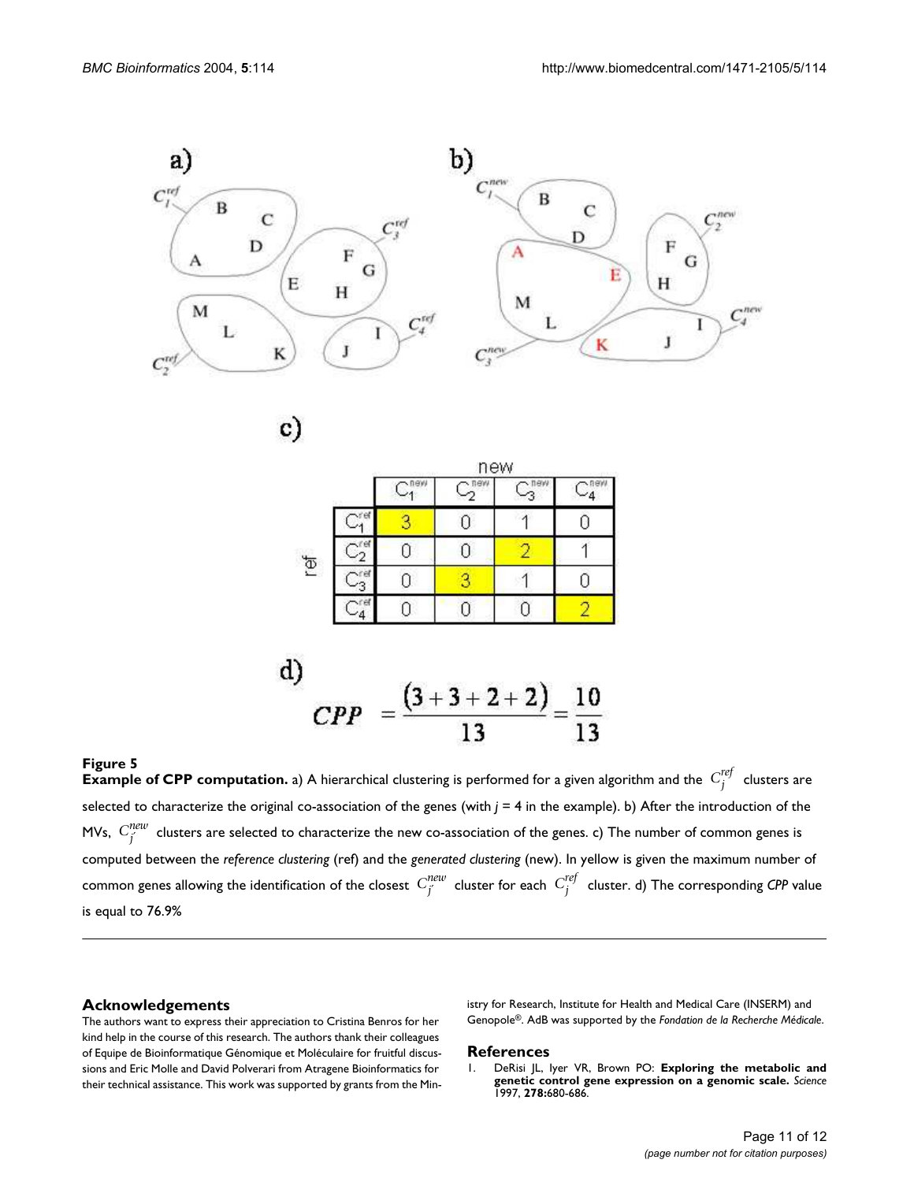a)

b)

c)

| | | new | | | |
|---|---|---|---|---|---|
| | | $C_1^{new}$ | $C_2^{new}$ | $C_3^{new}$ | $C_4^{new}$ |
| ref | $C_1^{ref}$ | 3 | 0 | 1 | 0 |
| | $C_2^{ref}$ | 0 | 0 | 2 | 1 |
| | $C_3^{ref}$ | 0 | 3 | 1 | 0 |
| | $C_4^{ref}$ | 0 | 0 | 0 | 2 |

d)

$$CPP = \frac{(3+3+2+2)}{13} = \frac{10}{13}$$

**Figure 5**

**Example of CPP computation.** a) A hierarchical clustering is performed for a given algorithm and the $C_j^{ref}$ clusters are selected to characterize the original co-association of the genes (with $j = 4$ in the example). b) After the introduction of the MVs, $C_{j'}^{new}$ clusters are selected to characterize the new co-association of the genes. c) The number of common genes is computed between the *reference clustering* (ref) and the *generated clustering* (new). In yellow is given the maximum number of common genes allowing the identification of the closest $C_{j'}^{new}$ cluster for each $C_j^{ref}$ cluster. d) The corresponding *CPP* value is equal to 76.9%

## Acknowledgements

The authors want to express their appreciation to Cristina Benros for her kind help in the course of this research. The authors thank their colleagues of Equipe de Bioinformatique Génomique et Moléculaire for fruitful discussions and Eric Molle and David Polverari from Atragene Bioinformatics for their technical assistance. This work was supported by grants from the Ministry for Research, Institute for Health and Medical Care (INSERM) and Genopole®. AdB was supported by the *Fondation de la Recherche Médicale*.

## References

1. DeRisi JL, Iyer VR, Brown PO: **Exploring the metabolic and genetic control gene expression on a genomic scale.** *Science* 1997, **278:**680-686.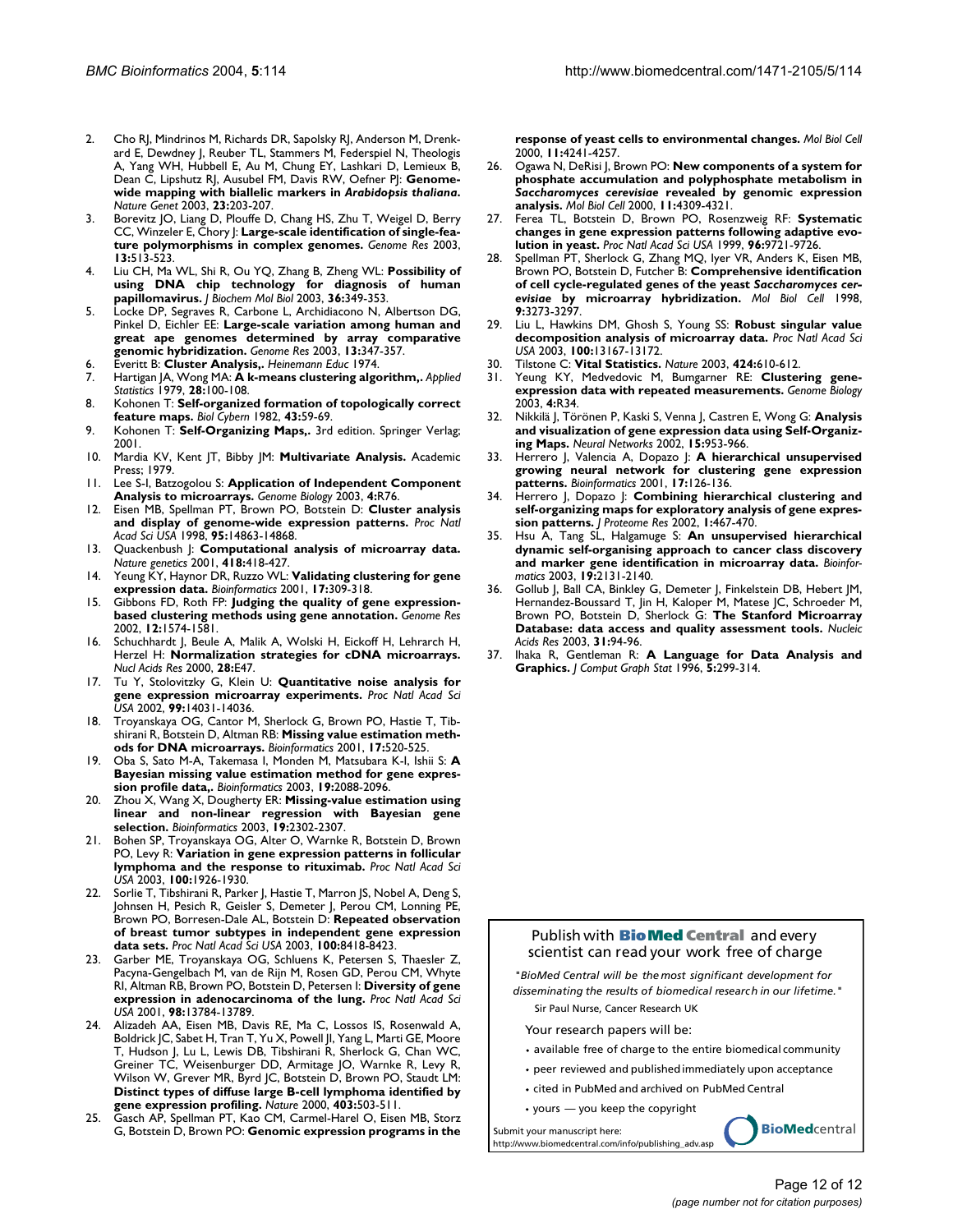2. Cho RJ, Mindrinos M, Richards DR, Sapolsky RJ, Anderson M, Drenkard E, Dewdney J, Reuber TL, Stammers M, Federspiel N, Theologis A, Yang WH, Hubbell E, Au M, Chung EY, Lashkari D, Lemieux B, Dean C, Lipshutz RJ, Ausubel FM, Davis RW, Oefner PJ: **Genome-wide mapping with biallelic markers in *Arabidopsis thaliana*.** *Nature Genet* 2003, **23:**203-207.
3. Borevitz JO, Liang D, Plouffe D, Chang HS, Zhu T, Weigel D, Berry CC, Winzeler E, Chory J: **Large-scale identification of single-feature polymorphisms in complex genomes.** *Genome Res* 2003, **13:**513-523.
4. Liu CH, Ma WL, Shi R, Ou YQ, Zhang B, Zheng WL: **Possibility of using DNA chip technology for diagnosis of human papillomavirus.** *J Biochem Mol Biol* 2003, **36:**349-353.
5. Locke DP, Segraves R, Carbone L, Archidiacono N, Albertson DG, Pinkel D, Eichler EE: **Large-scale variation among human and great ape genomes determined by array comparative genomic hybridization.** *Genome Res* 2003, **13:**347-357.
6. Everitt B: **Cluster Analysis,.** *Heinemann Educ* 1974.
7. Hartigan JA, Wong MA: **A k-means clustering algorithm,.** *Applied Statistics* 1979, **28:**100-108.
8. Kohonen T: **Self-organized formation of topologically correct feature maps.** *Biol Cybern* 1982, **43:**59-69.
9. Kohonen T: **Self-Organizing Maps,.** 3rd edition. Springer Verlag; 2001.
10. Mardia KV, Kent JT, Bibby JM: **Multivariate Analysis.** Academic Press; 1979.
11. Lee S-I, Batzogolou S: **Application of Independent Component Analysis to microarrays.** *Genome Biology* 2003, **4:**R76.
12. Eisen MB, Spellman PT, Brown PO, Botstein D: **Cluster analysis and display of genome-wide expression patterns.** *Proc Natl Acad Sci USA* 1998, **95:**14863-14868.
13. Quackenbush J: **Computational analysis of microarray data.** *Nature genetics* 2001, **418:**418-427.
14. Yeung KY, Haynor DR, Ruzzo WL: **Validating clustering for gene expression data.** *Bioinformatics* 2001, **17:**309-318.
15. Gibbons FD, Roth FP: **Judging the quality of gene expression-based clustering methods using gene annotation.** *Genome Res* 2002, **12:**1574-1581.
16. Schuchhardt J, Beule A, Malik A, Wolski H, Eickoff H, Lehrach H, Herzel H: **Normalization strategies for cDNA microarrays.** *Nucl Acids Res* 2000, **28:**E47.
17. Tu Y, Stolovitzky G, Klein U: **Quantitative noise analysis for gene expression microarray experiments.** *Proc Natl Acad Sci USA* 2002, **99:**14031-14036.
18. Troyanskaya OG, Cantor M, Sherlock G, Brown PO, Hastie T, Tibshirani R, Botstein D, Altman RB: **Missing value estimation methods for DNA microarrays.** *Bioinformatics* 2001, **17:**520-525.
19. Oba S, Sato M-A, Takemasa I, Monden M, Matsubara K-I, Ishii S: **A Bayesian missing value estimation method for gene expression profile data,.** *Bioinformatics* 2003, **19:**2088-2096.
20. Zhou X, Wang X, Dougherty ER: **Missing-value estimation using linear and non-linear regression with Bayesian gene selection.** *Bioinformatics* 2003, **19:**2302-2307.
21. Bohen SP, Troyanskaya OG, Alter O, Warnke R, Botstein D, Brown PO, Levy R: **Variation in gene expression patterns in follicular lymphoma and the response to rituximab.** *Proc Natl Acad Sci USA* 2003, **100:**1926-1930.
22. Sorlie T, Tibshirani R, Parker J, Hastie T, Marron JS, Nobel A, Deng S, Johnsen H, Pesich R, Geisler S, Demeter J, Perou CM, Lonning PE, Brown PO, Borresen-Dale AL, Botstein D: **Repeated observation of breast tumor subtypes in independent gene expression data sets.** *Proc Natl Acad Sci USA* 2003, **100:**8418-8423.
23. Garber ME, Troyanskaya OG, Schluens K, Petersen S, Thaesler Z, Pacyna-Gengelbach M, van de Rijn M, Rosen GD, Perou CM, Whyte RI, Altman RB, Brown PO, Botstein D, Petersen I: **Diversity of gene expression in adenocarcinoma of the lung.** *Proc Natl Acad Sci USA* 2001, **98:**13784-13789.
24. Alizadeh AA, Eisen MB, Davis RE, Ma C, Lossos IS, Rosenwald A, Boldrick JC, Sabet H, Tran T, Yu X, Powell JI, Yang L, Marti GE, Moore T, Hudson J, Lu L, Lewis DB, Tibshirani R, Sherlock G, Chan WC, Greiner TC, Weisenburger DD, Armitage JO, Warnke R, Levy R, Wilson W, Grever MR, Byrd JC, Botstein D, Brown PO, Staudt LM: **Distinct types of diffuse large B-cell lymphoma identified by gene expression profiling.** *Nature* 2000, **403:**503-511.
25. Gasch AP, Spellman PT, Kao CM, Carmel-Harel O, Eisen MB, Storz G, Botstein D, Brown PO: **Genomic expression programs in the response of yeast cells to environmental changes.** *Mol Biol Cell* 2000, **11:**4241-4257.
26. Ogawa N, DeRisi J, Brown PO: **New components of a system for phosphate accumulation and polyphosphate metabolism in *Saccharomyces cerevisiae* revealed by genomic expression analysis.** *Mol Biol Cell* 2000, **11:**4309-4321.
27. Ferea TL, Botstein D, Brown PO, Rosenzweig RF: **Systematic changes in gene expression patterns following adaptive evolution in yeast.** *Proc Natl Acad Sci USA* 1999, **96:**9721-9726.
28. Spellman PT, Sherlock G, Zhang MQ, Iyer VR, Anders K, Eisen MB, Brown PO, Botstein D, Futcher B: **Comprehensive identification of cell cycle-regulated genes of the yeast *Saccharomyces cerevisiae* by microarray hybridization.** *Mol Biol Cell* 1998, **9:**3273-3297.
29. Liu L, Hawkins DM, Ghosh S, Young SS: **Robust singular value decomposition analysis of microarray data.** *Proc Natl Acad Sci USA* 2003, **100:**13167-13172.
30. Tilstone C: **Vital Statistics.** *Nature* 2003, **424:**610-612.
31. Yeung KY, Medvedovic M, Bumgarner RE: **Clustering gene-expression data with repeated measurements.** *Genome Biology* 2003, **4:**R34.
32. Nikkilä J, Törönen P, Kaski S, Venna J, Castren E, Wong G: **Analysis and visualization of gene expression data using Self-Organizing Maps.** *Neural Networks* 2002, **15:**953-966.
33. Herrero J, Valencia A, Dopazo J: **A hierarchical unsupervised growing neural network for clustering gene expression patterns.** *Bioinformatics* 2001, **17:**126-136.
34. Herrero J, Dopazo J: **Combining hierarchical clustering and self-organizing maps for exploratory analysis of gene expression patterns.** *J Proteome Res* 2002, **1:**467-470.
35. Hsu A, Tang SL, Halgamuge S: **An unsupervised hierarchical dynamic self-organising approach to cancer class discovery and marker gene identification in microarray data.** *Bioinformatics* 2003, **19:**2131-2140.
36. Gollub J, Ball CA, Binkley G, Demeter J, Finkelstein DB, Hebert JM, Hernandez-Boussard T, Jin H, Kaloper M, Matese JC, Schroeder M, Brown PO, Botstein D, Sherlock G: **The Stanford Microarray Database: data access and quality assessment tools.** *Nucleic Acids Res* 2003, **31:**94-96.
37. Ihaka R, Gentleman R: **A Language for Data Analysis and Graphics.** *J Comput Graph Stat* 1996, **5:**299-314.

Publish with **BioMed Central** and every scientist can read your work free of charge

*"BioMed Central will be the most significant development for disseminating the results of biomedical research in our lifetime."*

Sir Paul Nurse, Cancer Research UK

Your research papers will be:

- available free of charge to the entire biomedical community
- peer reviewed and published immediately upon acceptance
- cited in PubMed and archived on PubMed Central
- yours — you keep the copyright

Submit your manuscript here:
http://www.biomedcentral.com/info/publishing_adv.asp

**BioMed**central